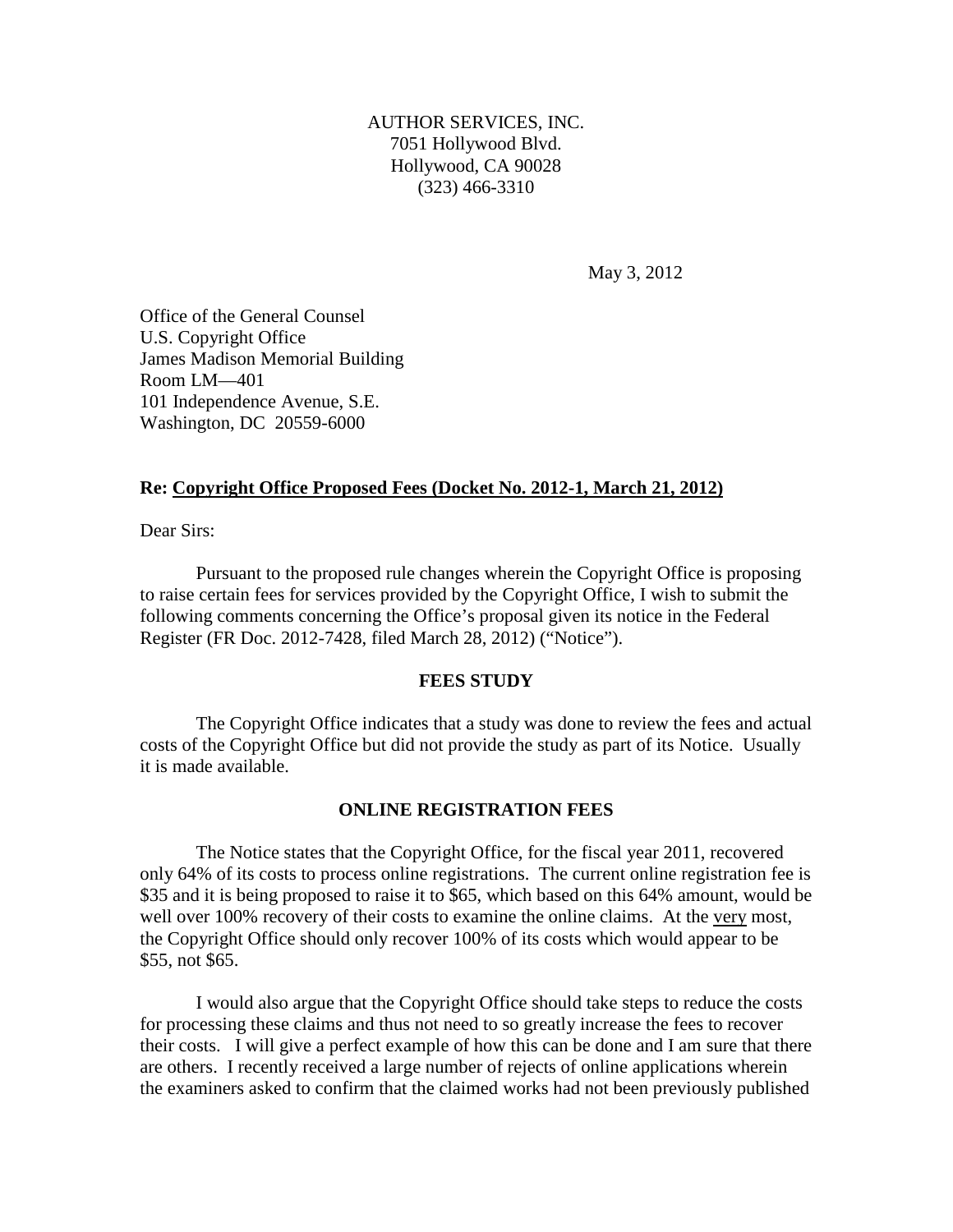AUTHOR SERVICES, INC.
7051 Hollywood Blvd.
Hollywood, CA 90028
(323) 466-3310

May 3, 2012

Office of the General Counsel
U.S. Copyright Office
James Madison Memorial Building
Room LM—401
101 Independence Avenue, S.E.
Washington, DC 20559-6000

**Re: <u>Copyright Office Proposed Fees (Docket No. 2012-1, March 21, 2012)</u>**

Dear Sirs:

Pursuant to the proposed rule changes wherein the Copyright Office is proposing to raise certain fees for services provided by the Copyright Office, I wish to submit the following comments concerning the Office's proposal given its notice in the Federal Register (FR Doc. 2012-7428, filed March 28, 2012) ("Notice").

**FEES STUDY**

The Copyright Office indicates that a study was done to review the fees and actual costs of the Copyright Office but did not provide the study as part of its Notice. Usually it is made available.

**ONLINE REGISTRATION FEES**

The Notice states that the Copyright Office, for the fiscal year 2011, recovered only 64% of its costs to process online registrations. The current online registration fee is \$35 and it is being proposed to raise it to \$65, which based on this 64% amount, would be well over 100% recovery of their costs to examine the online claims. At the <u>very</u> most, the Copyright Office should only recover 100% of its costs which would appear to be \$55, not \$65.

I would also argue that the Copyright Office should take steps to reduce the costs for processing these claims and thus not need to so greatly increase the fees to recover their costs. I will give a perfect example of how this can be done and I am sure that there are others. I recently received a large number of rejects of online applications wherein the examiners asked to confirm that the claimed works had not been previously published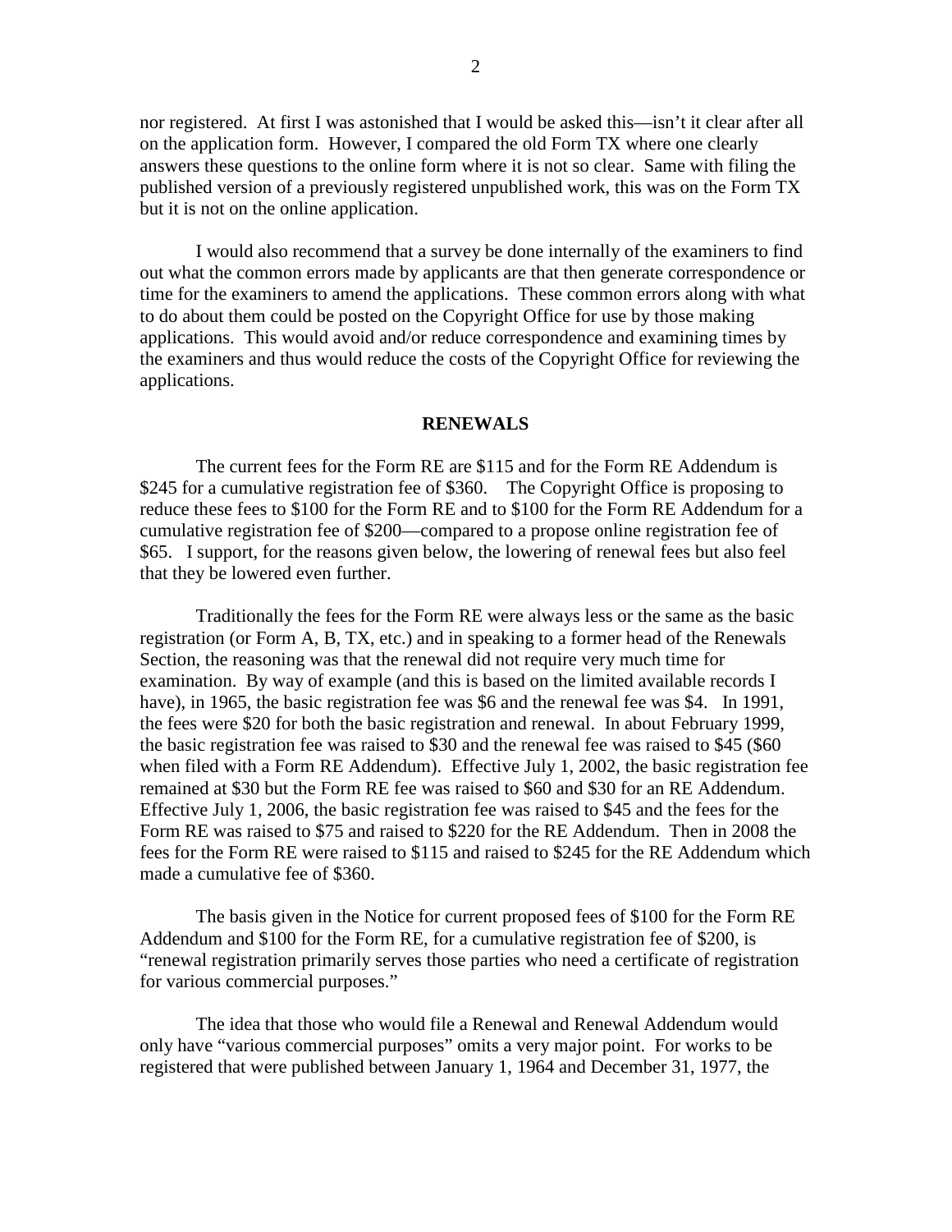nor registered. At first I was astonished that I would be asked this—isn't it clear after all on the application form. However, I compared the old Form TX where one clearly answers these questions to the online form where it is not so clear. Same with filing the published version of a previously registered unpublished work, this was on the Form TX but it is not on the online application.

I would also recommend that a survey be done internally of the examiners to find out what the common errors made by applicants are that then generate correspondence or time for the examiners to amend the applications. These common errors along with what to do about them could be posted on the Copyright Office for use by those making applications. This would avoid and/or reduce correspondence and examining times by the examiners and thus would reduce the costs of the Copyright Office for reviewing the applications.

## RENEWALS

The current fees for the Form RE are $115 and for the Form RE Addendum is $245 for a cumulative registration fee of $360. The Copyright Office is proposing to reduce these fees to $100 for the Form RE and to $100 for the Form RE Addendum for a cumulative registration fee of $200—compared to a propose online registration fee of $65. I support, for the reasons given below, the lowering of renewal fees but also feel that they be lowered even further.

Traditionally the fees for the Form RE were always less or the same as the basic registration (or Form A, B, TX, etc.) and in speaking to a former head of the Renewals Section, the reasoning was that the renewal did not require very much time for examination. By way of example (and this is based on the limited available records I have), in 1965, the basic registration fee was $6 and the renewal fee was $4. In 1991, the fees were $20 for both the basic registration and renewal. In about February 1999, the basic registration fee was raised to $30 and the renewal fee was raised to $45 ($60 when filed with a Form RE Addendum). Effective July 1, 2002, the basic registration fee remained at $30 but the Form RE fee was raised to $60 and $30 for an RE Addendum. Effective July 1, 2006, the basic registration fee was raised to $45 and the fees for the Form RE was raised to $75 and raised to $220 for the RE Addendum. Then in 2008 the fees for the Form RE were raised to $115 and raised to $245 for the RE Addendum which made a cumulative fee of $360.

The basis given in the Notice for current proposed fees of $100 for the Form RE Addendum and $100 for the Form RE, for a cumulative registration fee of $200, is "renewal registration primarily serves those parties who need a certificate of registration for various commercial purposes."

The idea that those who would file a Renewal and Renewal Addendum would only have "various commercial purposes" omits a very major point. For works to be registered that were published between January 1, 1964 and December 31, 1977, the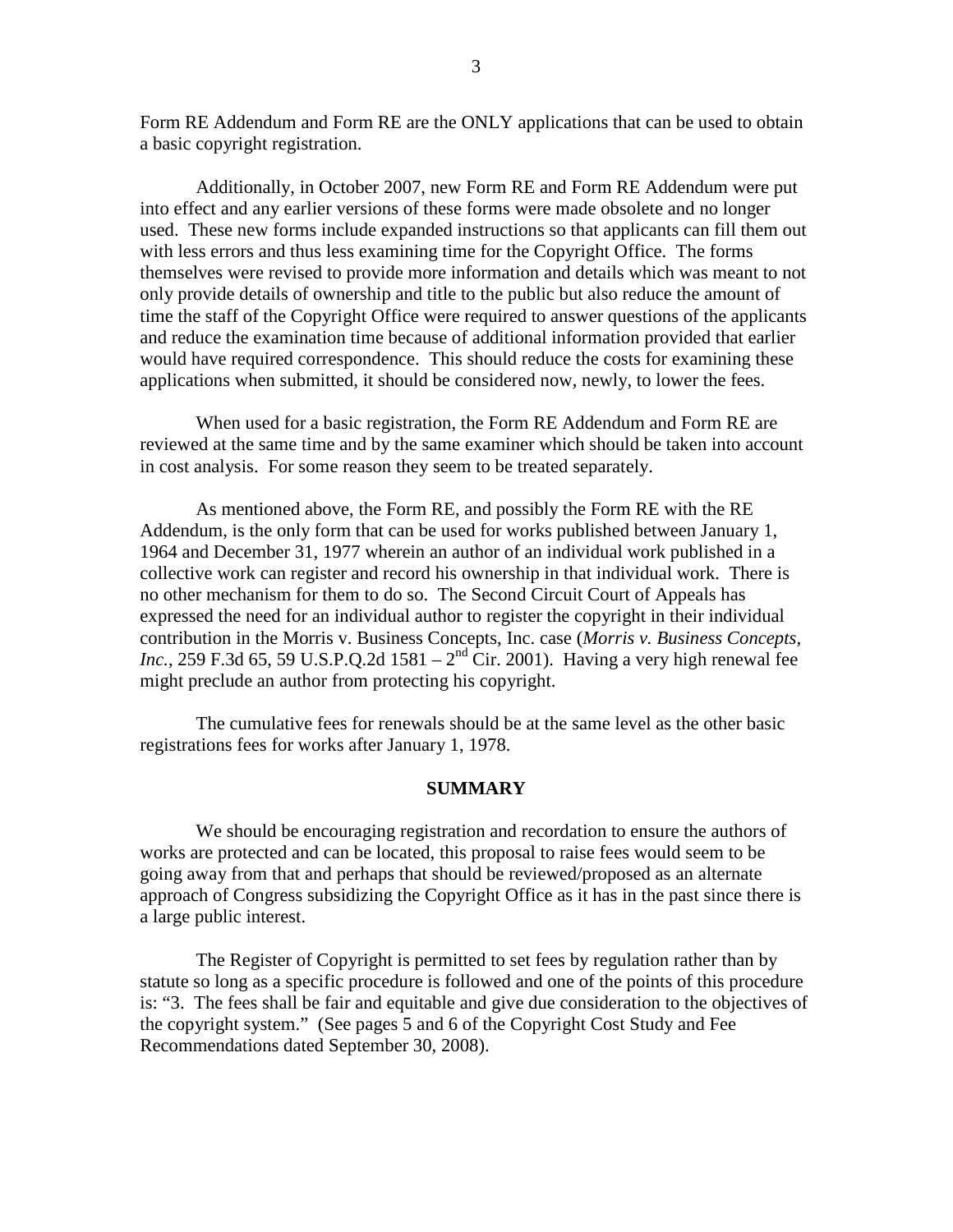Form RE Addendum and Form RE are the ONLY applications that can be used to obtain a basic copyright registration.

Additionally, in October 2007, new Form RE and Form RE Addendum were put into effect and any earlier versions of these forms were made obsolete and no longer used. These new forms include expanded instructions so that applicants can fill them out with less errors and thus less examining time for the Copyright Office. The forms themselves were revised to provide more information and details which was meant to not only provide details of ownership and title to the public but also reduce the amount of time the staff of the Copyright Office were required to answer questions of the applicants and reduce the examination time because of additional information provided that earlier would have required correspondence. This should reduce the costs for examining these applications when submitted, it should be considered now, newly, to lower the fees.

When used for a basic registration, the Form RE Addendum and Form RE are reviewed at the same time and by the same examiner which should be taken into account in cost analysis. For some reason they seem to be treated separately.

As mentioned above, the Form RE, and possibly the Form RE with the RE Addendum, is the only form that can be used for works published between January 1, 1964 and December 31, 1977 wherein an author of an individual work published in a collective work can register and record his ownership in that individual work. There is no other mechanism for them to do so. The Second Circuit Court of Appeals has expressed the need for an individual author to register the copyright in their individual contribution in the Morris v. Business Concepts, Inc. case (*Morris v. Business Concepts, Inc.*, 259 F.3d 65, 59 U.S.P.Q.2d 1581 – 2nd Cir. 2001). Having a very high renewal fee might preclude an author from protecting his copyright.

The cumulative fees for renewals should be at the same level as the other basic registrations fees for works after January 1, 1978.

## SUMMARY

We should be encouraging registration and recordation to ensure the authors of works are protected and can be located, this proposal to raise fees would seem to be going away from that and perhaps that should be reviewed/proposed as an alternate approach of Congress subsidizing the Copyright Office as it has in the past since there is a large public interest.

The Register of Copyright is permitted to set fees by regulation rather than by statute so long as a specific procedure is followed and one of the points of this procedure is: "3. The fees shall be fair and equitable and give due consideration to the objectives of the copyright system." (See pages 5 and 6 of the Copyright Cost Study and Fee Recommendations dated September 30, 2008).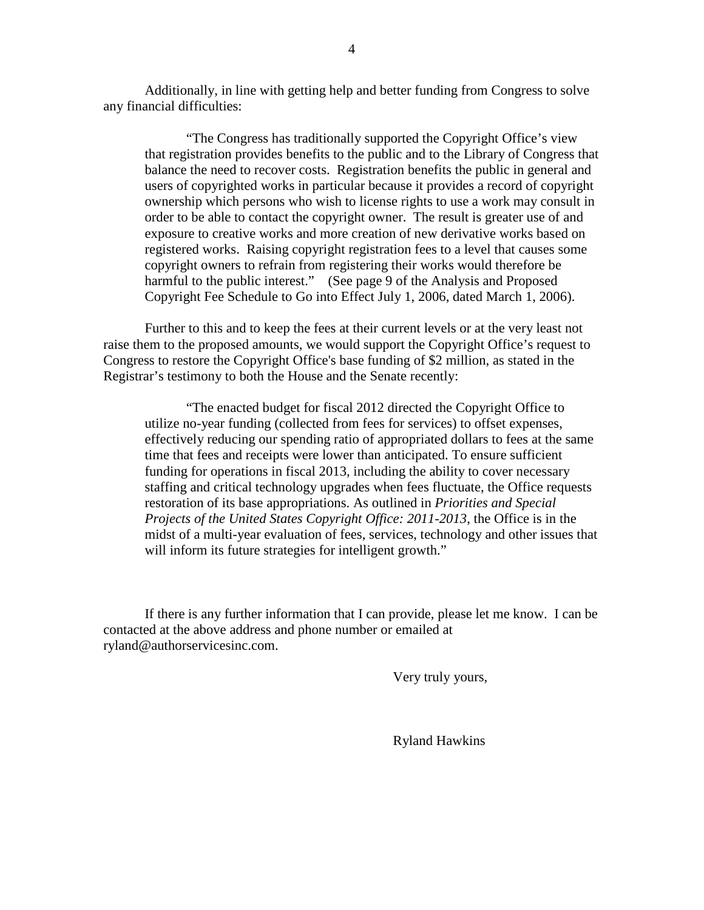Additionally, in line with getting help and better funding from Congress to solve any financial difficulties:

> "The Congress has traditionally supported the Copyright Office's view that registration provides benefits to the public and to the Library of Congress that balance the need to recover costs. Registration benefits the public in general and users of copyrighted works in particular because it provides a record of copyright ownership which persons who wish to license rights to use a work may consult in order to be able to contact the copyright owner. The result is greater use of and exposure to creative works and more creation of new derivative works based on registered works. Raising copyright registration fees to a level that causes some copyright owners to refrain from registering their works would therefore be harmful to the public interest." (See page 9 of the Analysis and Proposed Copyright Fee Schedule to Go into Effect July 1, 2006, dated March 1, 2006).

Further to this and to keep the fees at their current levels or at the very least not raise them to the proposed amounts, we would support the Copyright Office's request to Congress to restore the Copyright Office's base funding of $2 million, as stated in the Registrar's testimony to both the House and the Senate recently:

> "The enacted budget for fiscal 2012 directed the Copyright Office to utilize no-year funding (collected from fees for services) to offset expenses, effectively reducing our spending ratio of appropriated dollars to fees at the same time that fees and receipts were lower than anticipated. To ensure sufficient funding for operations in fiscal 2013, including the ability to cover necessary staffing and critical technology upgrades when fees fluctuate, the Office requests restoration of its base appropriations. As outlined in *Priorities and Special Projects of the United States Copyright Office: 2011-2013*, the Office is in the midst of a multi-year evaluation of fees, services, technology and other issues that will inform its future strategies for intelligent growth."

If there is any further information that I can provide, please let me know. I can be contacted at the above address and phone number or emailed at ryland@authorservicesinc.com.

Very truly yours,

Ryland Hawkins